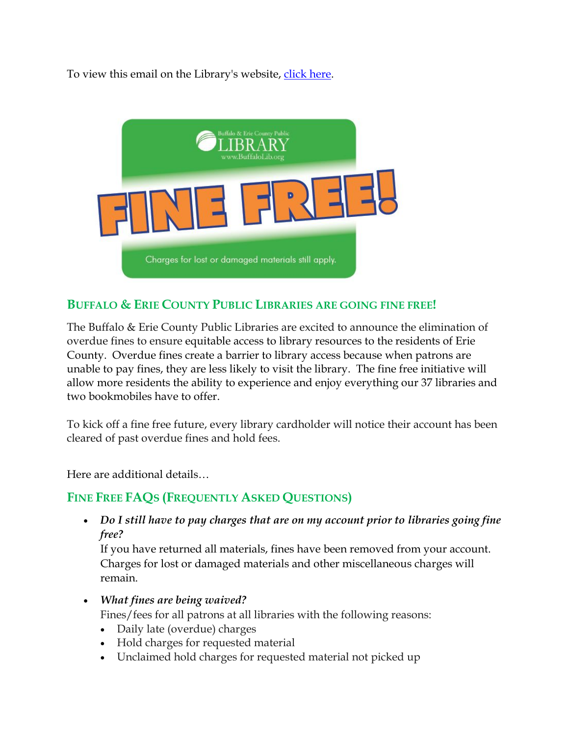To view this email on the Library's website, [click here](#).

Buffalo & Erie County Public

LIBRARY

www.BuffaloLib.org

FINE FREE!

Charges for lost or damaged materials still apply.

## Buffalo & Erie County Public Libraries are going fine free!

The Buffalo & Erie County Public Libraries are excited to announce the elimination of overdue fines to ensure equitable access to library resources to the residents of Erie County. Overdue fines create a barrier to library access because when patrons are unable to pay fines, they are less likely to visit the library. The fine free initiative will allow more residents the ability to experience and enjoy everything our 37 libraries and two bookmobiles have to offer.

To kick off a fine free future, every library cardholder will notice their account has been cleared of past overdue fines and hold fees.

Here are additional details…

## Fine Free FAQs (Frequently Asked Questions)

- ***Do I still have to pay charges that are on my account prior to libraries going fine free?***
  If you have returned all materials, fines have been removed from your account. Charges for lost or damaged materials and other miscellaneous charges will remain.

- ***What fines are being waived?***
  Fines/fees for all patrons at all libraries with the following reasons:
  - Daily late (overdue) charges
  - Hold charges for requested material
  - Unclaimed hold charges for requested material not picked up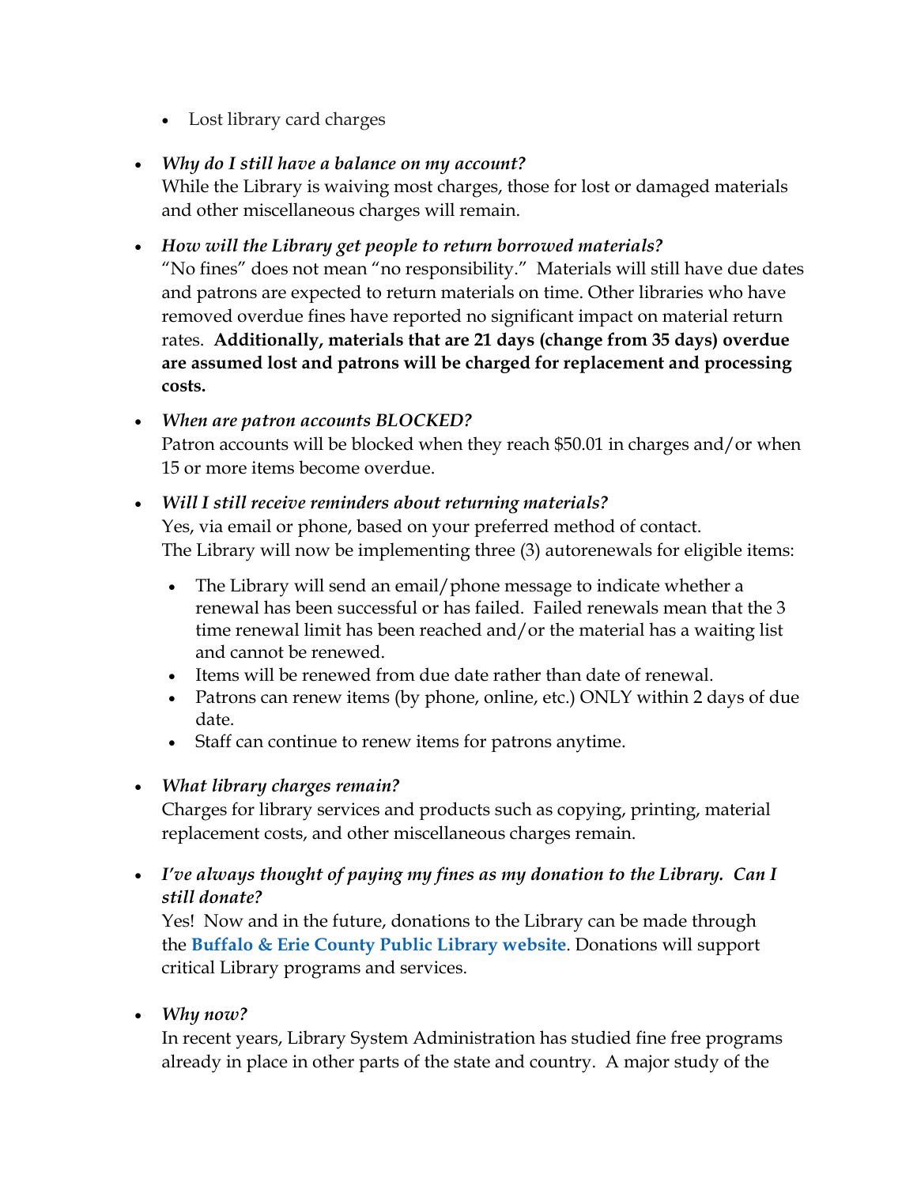- Lost library card charges

- ***Why do I still have a balance on my account?***
  While the Library is waiving most charges, those for lost or damaged materials and other miscellaneous charges will remain.

- ***How will the Library get people to return borrowed materials?***
  "No fines" does not mean "no responsibility." Materials will still have due dates and patrons are expected to return materials on time. Other libraries who have removed overdue fines have reported no significant impact on material return rates. **Additionally, materials that are 21 days (change from 35 days) overdue are assumed lost and patrons will be charged for replacement and processing costs.**

- ***When are patron accounts BLOCKED?***
  Patron accounts will be blocked when they reach $50.01 in charges and/or when 15 or more items become overdue.

- ***Will I still receive reminders about returning materials?***
  Yes, via email or phone, based on your preferred method of contact.
  The Library will now be implementing three (3) autorenewals for eligible items:

  - The Library will send an email/phone message to indicate whether a renewal has been successful or has failed. Failed renewals mean that the 3 time renewal limit has been reached and/or the material has a waiting list and cannot be renewed.
  - Items will be renewed from due date rather than date of renewal.
  - Patrons can renew items (by phone, online, etc.) ONLY within 2 days of due date.
  - Staff can continue to renew items for patrons anytime.

- ***What library charges remain?***
  Charges for library services and products such as copying, printing, material replacement costs, and other miscellaneous charges remain.

- ***I've always thought of paying my fines as my donation to the Library. Can I still donate?***
  Yes! Now and in the future, donations to the Library can be made through the **Buffalo & Erie County Public Library website**. Donations will support critical Library programs and services.

- ***Why now?***
  In recent years, Library System Administration has studied fine free programs already in place in other parts of the state and country. A major study of the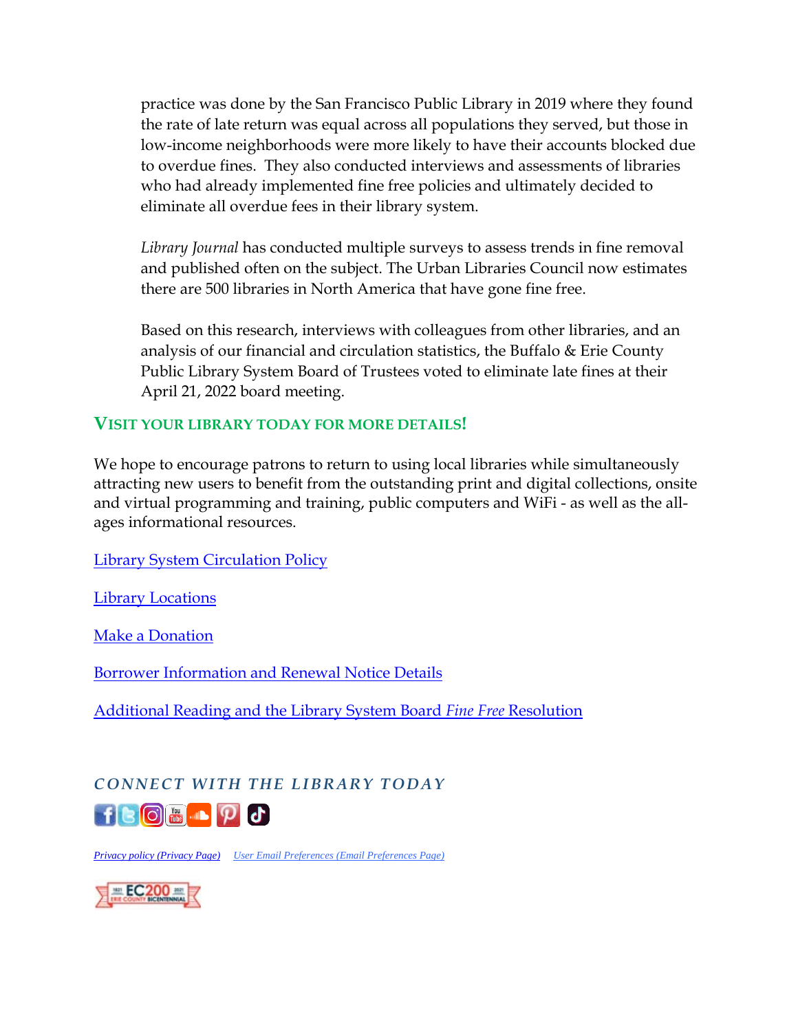practice was done by the San Francisco Public Library in 2019 where they found the rate of late return was equal across all populations they served, but those in low-income neighborhoods were more likely to have their accounts blocked due to overdue fines. They also conducted interviews and assessments of libraries who had already implemented fine free policies and ultimately decided to eliminate all overdue fees in their library system.

*Library Journal* has conducted multiple surveys to assess trends in fine removal and published often on the subject. The Urban Libraries Council now estimates there are 500 libraries in North America that have gone fine free.

Based on this research, interviews with colleagues from other libraries, and an analysis of our financial and circulation statistics, the Buffalo & Erie County Public Library System Board of Trustees voted to eliminate late fines at their April 21, 2022 board meeting.

## VISIT YOUR LIBRARY TODAY FOR MORE DETAILS!

We hope to encourage patrons to return to using local libraries while simultaneously attracting new users to benefit from the outstanding print and digital collections, onsite and virtual programming and training, public computers and WiFi - as well as the all-ages informational resources.

Library System Circulation Policy

Library Locations

Make a Donation

Borrower Information and Renewal Notice Details

Additional Reading and the Library System Board *Fine Free* Resolution

## CONNECT WITH THE LIBRARY TODAY

*Privacy policy (Privacy Page)* *User Email Preferences (Email Preferences Page)*

1821 EC200 2021 ERIE COUNTY BICENTENNIAL